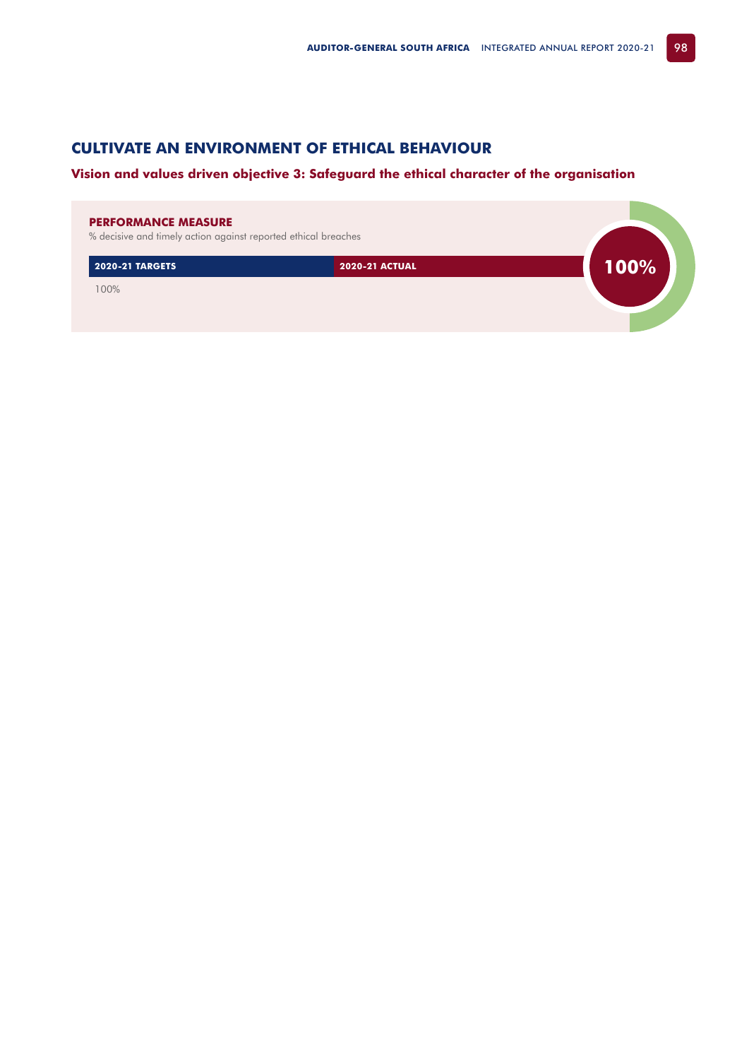## CULTIVATE AN ENVIRONMENT OF ETHICAL BEHAVIOUR

### Vision and values driven objective 3: Safeguard the ethical character of the organisation

**PERFORMANCE MEASURE**

% decisive and timely action against reported ethical breaches

| 2020-21 TARGETS | 2020-21 ACTUAL |
| --- | --- |
| 100% | 100% |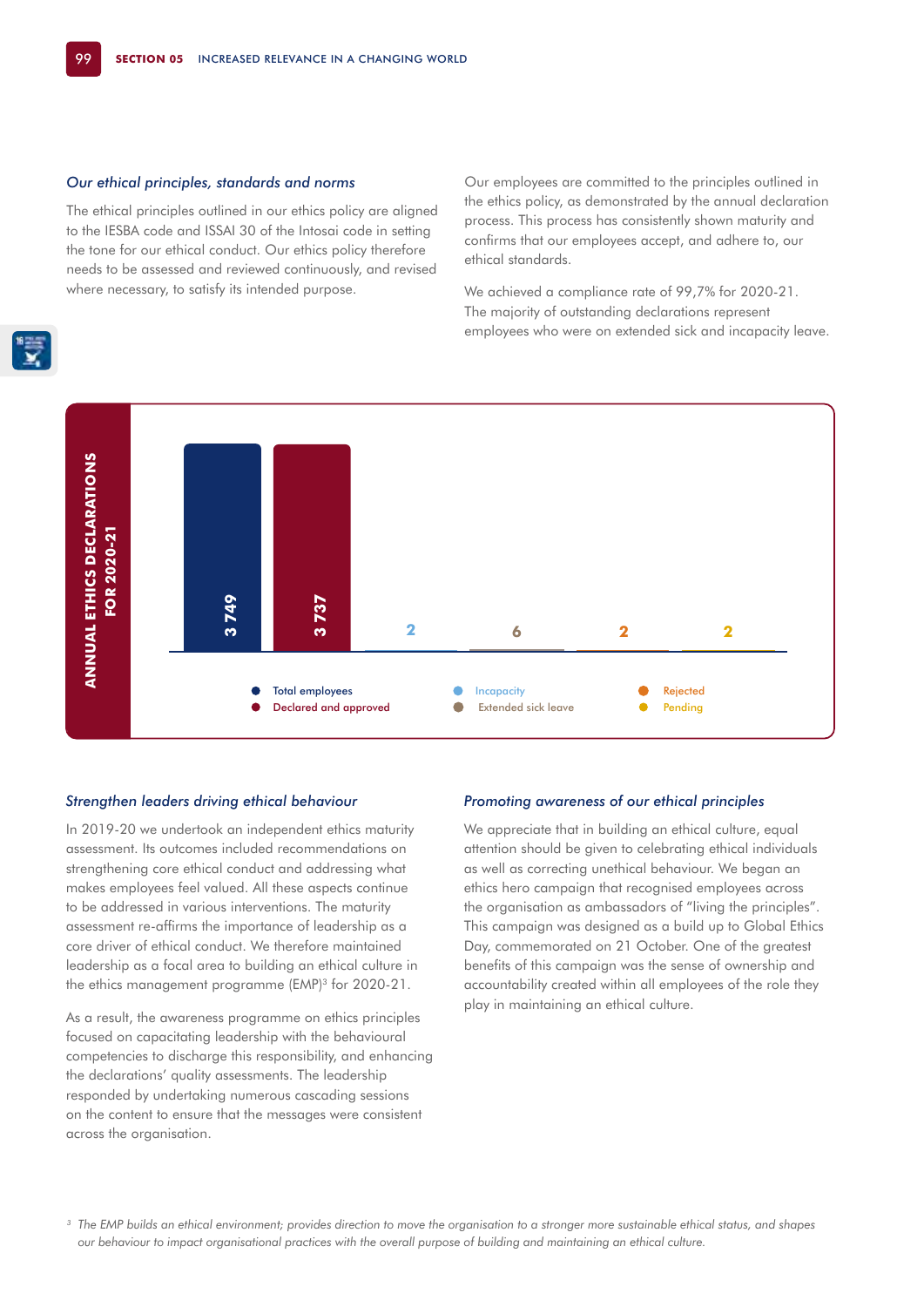### *Our ethical principles, standards and norms*

The ethical principles outlined in our ethics policy are aligned to the IESBA code and ISSAI 30 of the Intosai code in setting the tone for our ethical conduct. Our ethics policy therefore needs to be assessed and reviewed continuously, and revised where necessary, to satisfy its intended purpose.

Our employees are committed to the principles outlined in the ethics policy, as demonstrated by the annual declaration process. This process has consistently shown maturity and confirms that our employees accept, and adhere to, our ethical standards.

We achieved a compliance rate of 99,7% for 2020-21. The majority of outstanding declarations represent employees who were on extended sick and incapacity leave.

**ANNUAL ETHICS DECLARATIONS FOR 2020-21**

3 749

3 737

2

6

2

2

Total employees

Declared and approved

Incapacity

Extended sick leave

Rejected

Pending

### *Strengthen leaders driving ethical behaviour*

In 2019-20 we undertook an independent ethics maturity assessment. Its outcomes included recommendations on strengthening core ethical conduct and addressing what makes employees feel valued. All these aspects continue to be addressed in various interventions. The maturity assessment re-affirms the importance of leadership as a core driver of ethical conduct. We therefore maintained leadership as a focal area to building an ethical culture in the ethics management programme (EMP)[3] for 2020-21.

As a result, the awareness programme on ethics principles focused on capacitating leadership with the behavioural competencies to discharge this responsibility, and enhancing the declarations' quality assessments. The leadership responded by undertaking numerous cascading sessions on the content to ensure that the messages were consistent across the organisation.

### *Promoting awareness of our ethical principles*

We appreciate that in building an ethical culture, equal attention should be given to celebrating ethical individuals as well as correcting unethical behaviour. We began an ethics hero campaign that recognised employees across the organisation as ambassadors of "living the principles". This campaign was designed as a build up to Global Ethics Day, commemorated on 21 October. One of the greatest benefits of this campaign was the sense of ownership and accountability created within all employees of the role they play in maintaining an ethical culture.

*[3] The EMP builds an ethical environment; provides direction to move the organisation to a stronger more sustainable ethical status, and shapes our behaviour to impact organisational practices with the overall purpose of building and maintaining an ethical culture.*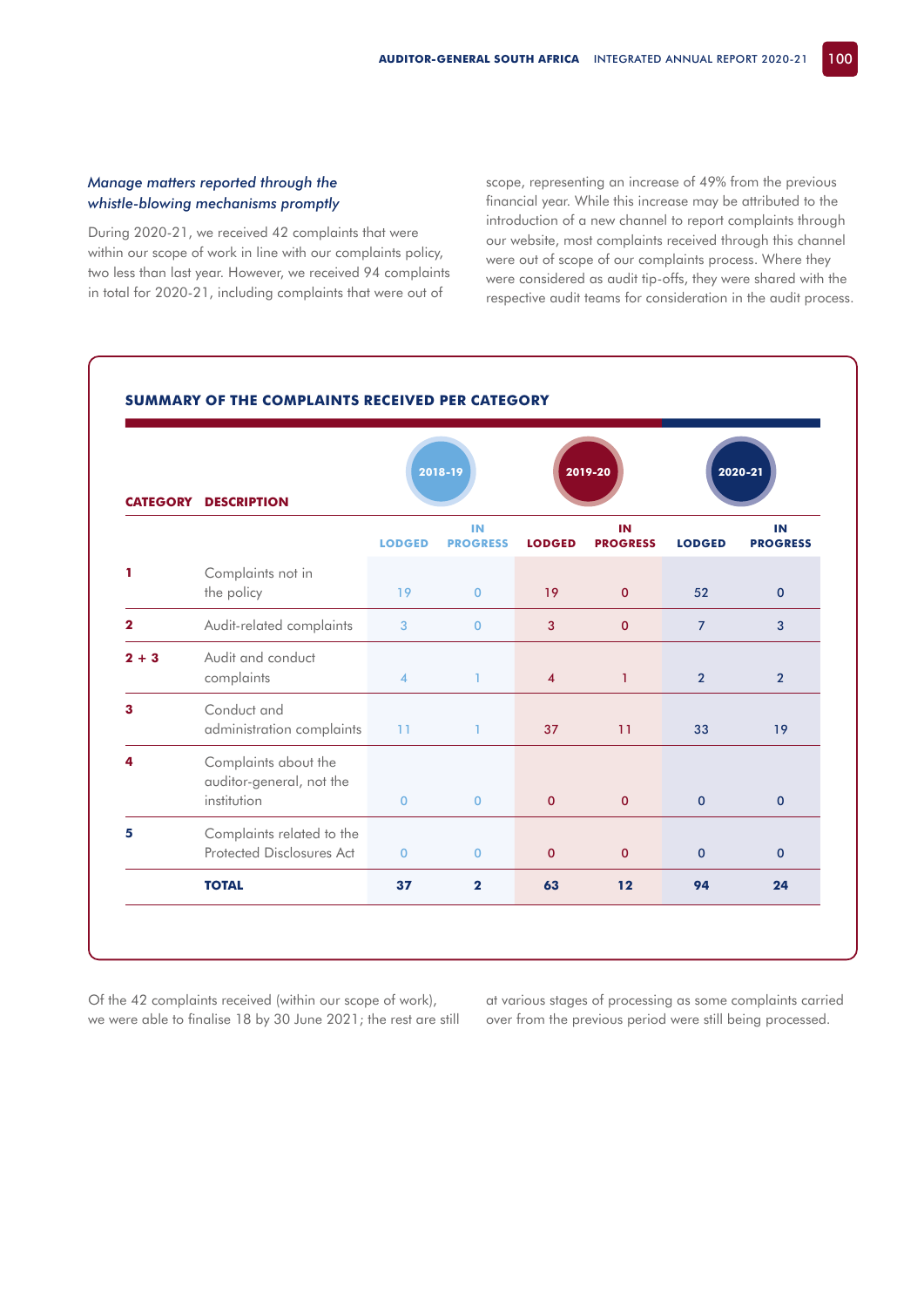*Manage matters reported through the whistle-blowing mechanisms promptly*

During 2020-21, we received 42 complaints that were within our scope of work in line with our complaints policy, two less than last year. However, we received 94 complaints in total for 2020-21, including complaints that were out of scope, representing an increase of 49% from the previous financial year. While this increase may be attributed to the introduction of a new channel to report complaints through our website, most complaints received through this channel were out of scope of our complaints process. Where they were considered as audit tip-offs, they were shared with the respective audit teams for consideration in the audit process.

**SUMMARY OF THE COMPLAINTS RECEIVED PER CATEGORY**

| CATEGORY | DESCRIPTION | 2018-19 | | 2019-20 | | 2020-21 | |
|---|---|---|---|---|---|---|---|
| | | LODGED | IN PROGRESS | LODGED | IN PROGRESS | LODGED | IN PROGRESS |
| 1 | Complaints not in the policy | 19 | 0 | 19 | 0 | 52 | 0 |
| 2 | Audit-related complaints | 3 | 0 | 3 | 0 | 7 | 3 |
| 2 + 3 | Audit and conduct complaints | 4 | 1 | 4 | 1 | 2 | 2 |
| 3 | Conduct and administration complaints | 11 | 1 | 37 | 11 | 33 | 19 |
| 4 | Complaints about the auditor-general, not the institution | 0 | 0 | 0 | 0 | 0 | 0 |
| 5 | Complaints related to the Protected Disclosures Act | 0 | 0 | 0 | 0 | 0 | 0 |
| | **TOTAL** | **37** | **2** | **63** | **12** | **94** | **24** |

Of the 42 complaints received (within our scope of work), we were able to finalise 18 by 30 June 2021; the rest are still at various stages of processing as some complaints carried over from the previous period were still being processed.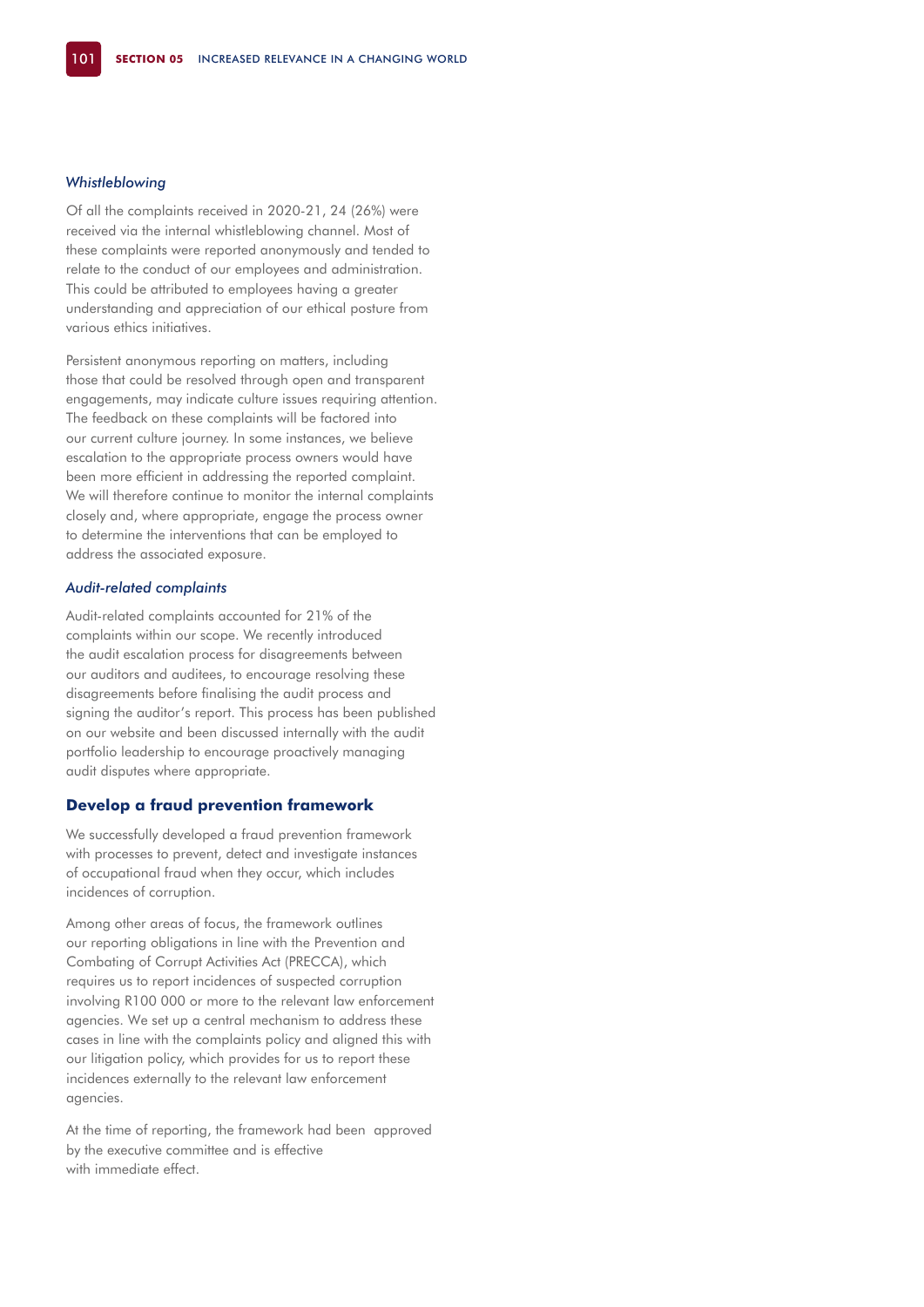*Whistleblowing*

Of all the complaints received in 2020-21, 24 (26%) were received via the internal whistleblowing channel. Most of these complaints were reported anonymously and tended to relate to the conduct of our employees and administration. This could be attributed to employees having a greater understanding and appreciation of our ethical posture from various ethics initiatives.

Persistent anonymous reporting on matters, including those that could be resolved through open and transparent engagements, may indicate culture issues requiring attention. The feedback on these complaints will be factored into our current culture journey. In some instances, we believe escalation to the appropriate process owners would have been more efficient in addressing the reported complaint. We will therefore continue to monitor the internal complaints closely and, where appropriate, engage the process owner to determine the interventions that can be employed to address the associated exposure.

*Audit-related complaints*

Audit-related complaints accounted for 21% of the complaints within our scope. We recently introduced the audit escalation process for disagreements between our auditors and auditees, to encourage resolving these disagreements before finalising the audit process and signing the auditor's report. This process has been published on our website and been discussed internally with the audit portfolio leadership to encourage proactively managing audit disputes where appropriate.

## Develop a fraud prevention framework

We successfully developed a fraud prevention framework with processes to prevent, detect and investigate instances of occupational fraud when they occur, which includes incidences of corruption.

Among other areas of focus, the framework outlines our reporting obligations in line with the Prevention and Combating of Corrupt Activities Act (PRECCA), which requires us to report incidences of suspected corruption involving R100 000 or more to the relevant law enforcement agencies. We set up a central mechanism to address these cases in line with the complaints policy and aligned this with our litigation policy, which provides for us to report these incidences externally to the relevant law enforcement agencies.

At the time of reporting, the framework had been approved by the executive committee and is effective with immediate effect.